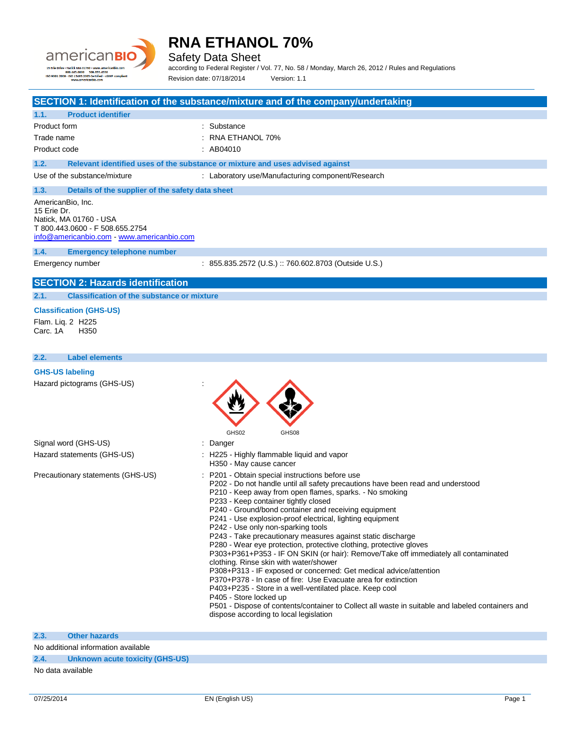# RNA ETHANOL 70%

Safety Data Sheet

according to Federal Register / Vol. 77, No. 58 / Monday, March 26, 2012 / Rules and Regulations

Revision date: 07/18/2014 Version: 1.1

## SECTION 1: Identification of the substance/mixture and of the company/undertaking

### 1.1. Product identifier

| | |
|---|---|
| Product form | : Substance |
| Trade name | : RNA ETHANOL 70% |
| Product code | : AB04010 |

### 1.2. Relevant identified uses of the substance or mixture and uses advised against

| | |
|---|---|
| Use of the substance/mixture | : Laboratory use/Manufacturing component/Research |

### 1.3. Details of the supplier of the safety data sheet

AmericanBio, Inc.
15 Erie Dr.
Natick, MA 01760 - USA
T 800.443.0600 - F 508.655.2754
info@americanbio.com - www.americanbio.com

### 1.4. Emergency telephone number

| | |
|---|---|
| Emergency number | : 855.835.2572 (U.S.) :: 760.602.8703 (Outside U.S.) |

## SECTION 2: Hazards identification

### 2.1. Classification of the substance or mixture

**Classification (GHS-US)**

Flam. Liq. 2 H225
Carc. 1A H350

### 2.2. Label elements

**GHS-US labeling**

Hazard pictograms (GHS-US) :

GHS02 GHS08

| | |
|---|---|
| Signal word (GHS-US) | : Danger |
| Hazard statements (GHS-US) | : H225 - Highly flammable liquid and vapor<br>H350 - May cause cancer |
| Precautionary statements (GHS-US) | : P201 - Obtain special instructions before use<br>P202 - Do not handle until all safety precautions have been read and understood<br>P210 - Keep away from open flames, sparks. - No smoking<br>P233 - Keep container tightly closed<br>P240 - Ground/bond container and receiving equipment<br>P241 - Use explosion-proof electrical, lighting equipment<br>P242 - Use only non-sparking tools<br>P243 - Take precautionary measures against static discharge<br>P280 - Wear eye protection, protective clothing, protective gloves<br>P303+P361+P353 - IF ON SKIN (or hair): Remove/Take off immediately all contaminated clothing. Rinse skin with water/shower<br>P308+P313 - IF exposed or concerned: Get medical advice/attention<br>P370+P378 - In case of fire: Use Evacuate area for extinction<br>P403+P235 - Store in a well-ventilated place. Keep cool<br>P405 - Store locked up<br>P501 - Dispose of contents/container to Collect all waste in suitable and labeled containers and dispose according to local legislation |

### 2.3. Other hazards

No additional information available

### 2.4. Unknown acute toxicity (GHS-US)

No data available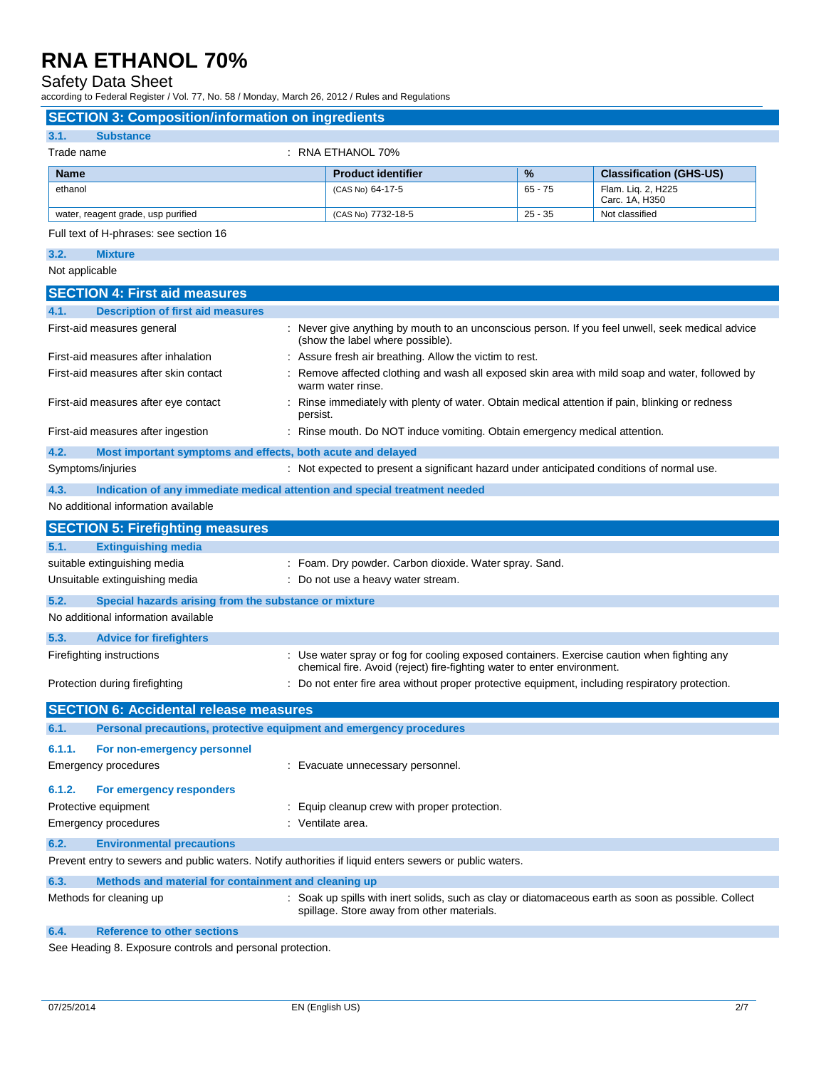## SECTION 3: Composition/information on ingredients

### 3.1. Substance

Trade name : RNA ETHANOL 70%

| Name | Product identifier | % | Classification (GHS-US) |
|---|---|---|---|
| ethanol | (CAS No) 64-17-5 | 65 - 75 | Flam. Liq. 2, H225<br>Carc. 1A, H350 |
| water, reagent grade, usp purified | (CAS No) 7732-18-5 | 25 - 35 | Not classified |

Full text of H-phrases: see section 16

### 3.2. Mixture

Not applicable

## SECTION 4: First aid measures

### 4.1. Description of first aid measures

First-aid measures general : Never give anything by mouth to an unconscious person. If you feel unwell, seek medical advice (show the label where possible).

First-aid measures after inhalation : Assure fresh air breathing. Allow the victim to rest.

First-aid measures after skin contact : Remove affected clothing and wash all exposed skin area with mild soap and water, followed by warm water rinse.

First-aid measures after eye contact : Rinse immediately with plenty of water. Obtain medical attention if pain, blinking or redness persist.

First-aid measures after ingestion : Rinse mouth. Do NOT induce vomiting. Obtain emergency medical attention.

### 4.2. Most important symptoms and effects, both acute and delayed

Symptoms/injuries : Not expected to present a significant hazard under anticipated conditions of normal use.

### 4.3. Indication of any immediate medical attention and special treatment needed

No additional information available

## SECTION 5: Firefighting measures

### 5.1. Extinguishing media

suitable extinguishing media : Foam. Dry powder. Carbon dioxide. Water spray. Sand.

Unsuitable extinguishing media : Do not use a heavy water stream.

### 5.2. Special hazards arising from the substance or mixture

No additional information available

### 5.3. Advice for firefighters

Firefighting instructions : Use water spray or fog for cooling exposed containers. Exercise caution when fighting any chemical fire. Avoid (reject) fire-fighting water to enter environment.

Protection during firefighting : Do not enter fire area without proper protective equipment, including respiratory protection.

## SECTION 6: Accidental release measures

### 6.1. Personal precautions, protective equipment and emergency procedures

#### 6.1.1. For non-emergency personnel

Emergency procedures : Evacuate unnecessary personnel.

#### 6.1.2. For emergency responders

Protective equipment : Equip cleanup crew with proper protection.

Emergency procedures : Ventilate area.

### 6.2. Environmental precautions

Prevent entry to sewers and public waters. Notify authorities if liquid enters sewers or public waters.

### 6.3. Methods and material for containment and cleaning up

Methods for cleaning up : Soak up spills with inert solids, such as clay or diatomaceous earth as soon as possible. Collect spillage. Store away from other materials.

### 6.4. Reference to other sections

See Heading 8. Exposure controls and personal protection.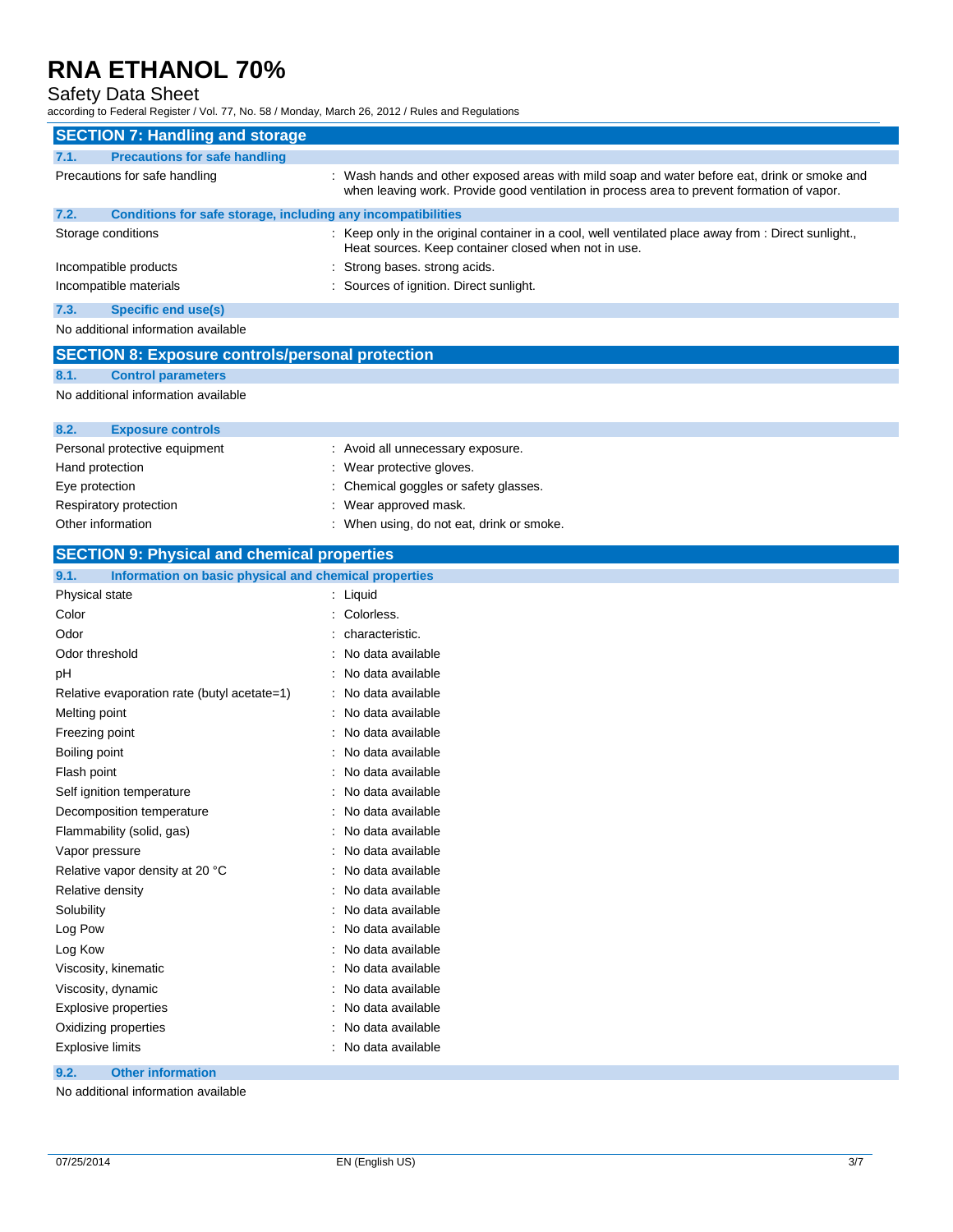## SECTION 7: Handling and storage

### 7.1. Precautions for safe handling

| | |
|---|---|
| Precautions for safe handling | : Wash hands and other exposed areas with mild soap and water before eat, drink or smoke and when leaving work. Provide good ventilation in process area to prevent formation of vapor. |

### 7.2. Conditions for safe storage, including any incompatibilities

| | |
|---|---|
| Storage conditions | : Keep only in the original container in a cool, well ventilated place away from : Direct sunlight., Heat sources. Keep container closed when not in use. |
| Incompatible products | : Strong bases. strong acids. |
| Incompatible materials | : Sources of ignition. Direct sunlight. |

### 7.3. Specific end use(s)

No additional information available

## SECTION 8: Exposure controls/personal protection

### 8.1. Control parameters

No additional information available

### 8.2. Exposure controls

| | |
|---|---|
| Personal protective equipment | : Avoid all unnecessary exposure. |
| Hand protection | : Wear protective gloves. |
| Eye protection | : Chemical goggles or safety glasses. |
| Respiratory protection | : Wear approved mask. |
| Other information | : When using, do not eat, drink or smoke. |

## SECTION 9: Physical and chemical properties

### 9.1. Information on basic physical and chemical properties

| | |
|---|---|
| Physical state | : Liquid |
| Color | : Colorless. |
| Odor | : characteristic. |
| Odor threshold | : No data available |
| pH | : No data available |
| Relative evaporation rate (butyl acetate=1) | : No data available |
| Melting point | : No data available |
| Freezing point | : No data available |
| Boiling point | : No data available |
| Flash point | : No data available |
| Self ignition temperature | : No data available |
| Decomposition temperature | : No data available |
| Flammability (solid, gas) | : No data available |
| Vapor pressure | : No data available |
| Relative vapor density at 20 °C | : No data available |
| Relative density | : No data available |
| Solubility | : No data available |
| Log Pow | : No data available |
| Log Kow | : No data available |
| Viscosity, kinematic | : No data available |
| Viscosity, dynamic | : No data available |
| Explosive properties | : No data available |
| Oxidizing properties | : No data available |
| Explosive limits | : No data available |

### 9.2. Other information

No additional information available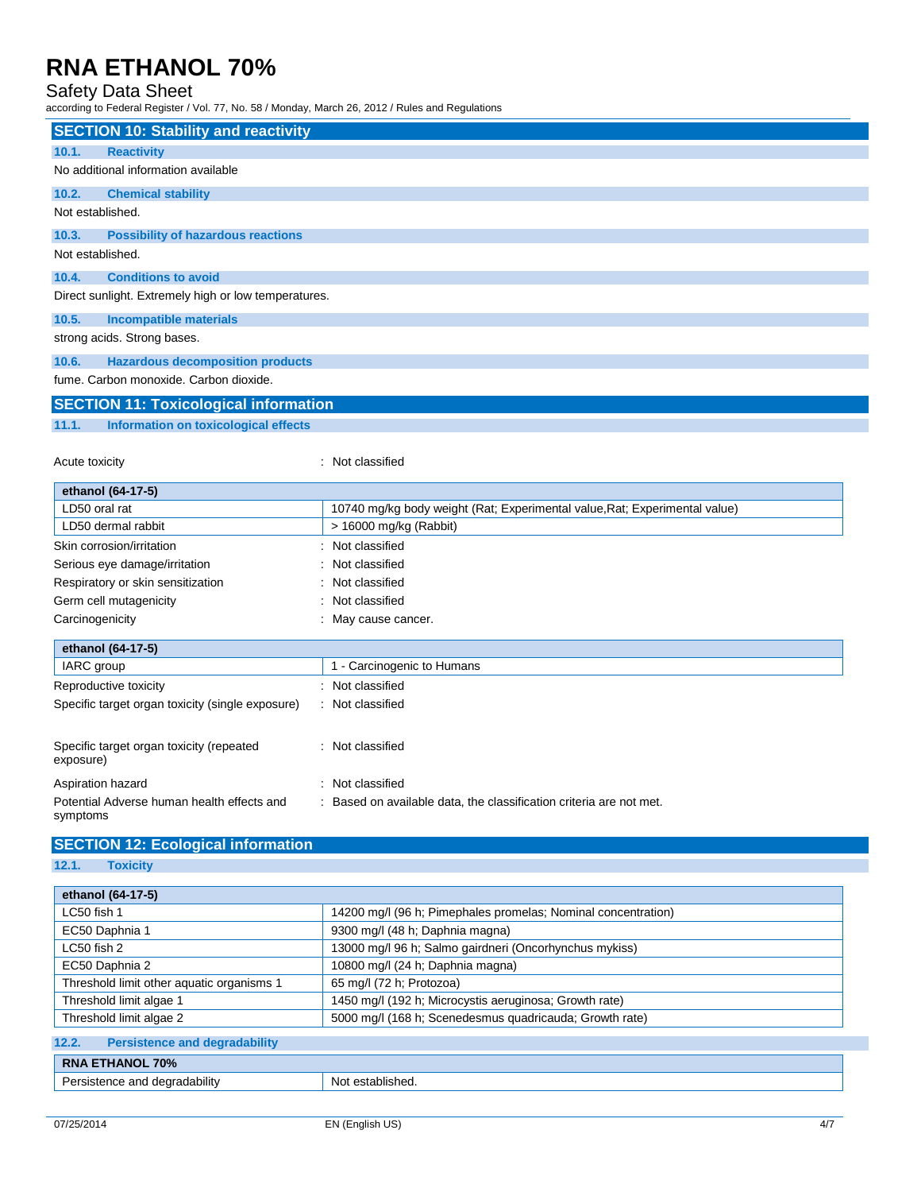## SECTION 10: Stability and reactivity

### 10.1. Reactivity

No additional information available

### 10.2. Chemical stability

Not established.

### 10.3. Possibility of hazardous reactions

Not established.

### 10.4. Conditions to avoid

Direct sunlight. Extremely high or low temperatures.

### 10.5. Incompatible materials

strong acids. Strong bases.

### 10.6. Hazardous decomposition products

fume. Carbon monoxide. Carbon dioxide.

## SECTION 11: Toxicological information

### 11.1. Information on toxicological effects

Acute toxicity : Not classified

| ethanol (64-17-5) | |
|---|---|
| LD50 oral rat | 10740 mg/kg body weight (Rat; Experimental value,Rat; Experimental value) |
| LD50 dermal rabbit | > 16000 mg/kg (Rabbit) |

Skin corrosion/irritation : Not classified

Serious eye damage/irritation : Not classified

Respiratory or skin sensitization : Not classified

Germ cell mutagenicity : Not classified

Carcinogenicity : May cause cancer.

| ethanol (64-17-5) | |
|---|---|
| IARC group | 1 - Carcinogenic to Humans |

Reproductive toxicity : Not classified

Specific target organ toxicity (single exposure) : Not classified

Specific target organ toxicity (repeated exposure) : Not classified

Aspiration hazard : Not classified

Potential Adverse human health effects and symptoms : Based on available data, the classification criteria are not met.

## SECTION 12: Ecological information

### 12.1. Toxicity

| ethanol (64-17-5) | |
|---|---|
| LC50 fish 1 | 14200 mg/l (96 h; Pimephales promelas; Nominal concentration) |
| EC50 Daphnia 1 | 9300 mg/l (48 h; Daphnia magna) |
| LC50 fish 2 | 13000 mg/l 96 h; Salmo gairdneri (Oncorhynchus mykiss) |
| EC50 Daphnia 2 | 10800 mg/l (24 h; Daphnia magna) |
| Threshold limit other aquatic organisms 1 | 65 mg/l (72 h; Protozoa) |
| Threshold limit algae 1 | 1450 mg/l (192 h; Microcystis aeruginosa; Growth rate) |
| Threshold limit algae 2 | 5000 mg/l (168 h; Scenedesmus quadricauda; Growth rate) |

### 12.2. Persistence and degradability

| RNA ETHANOL 70% | |
|---|---|
| Persistence and degradability | Not established. |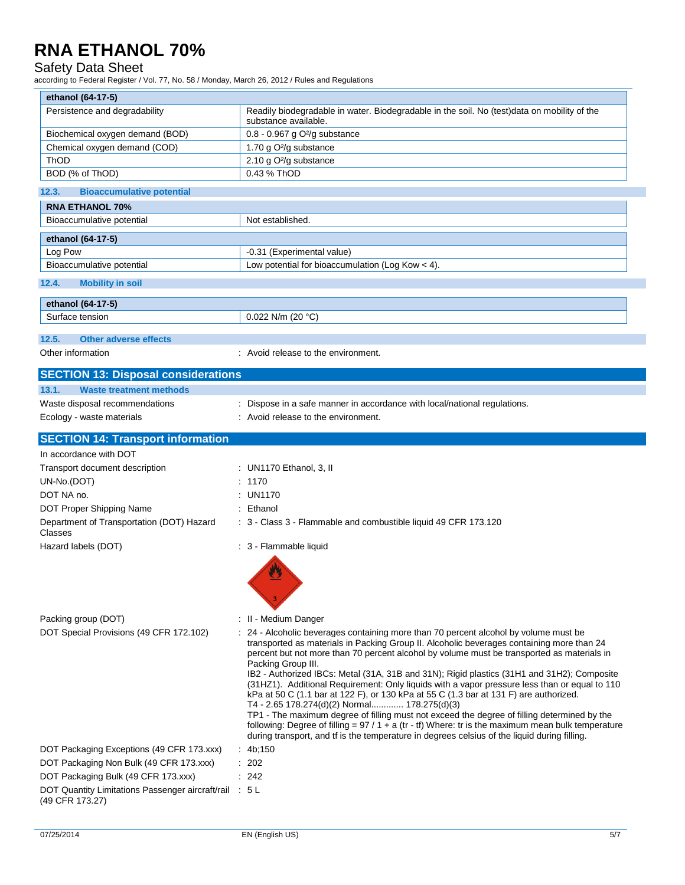| ethanol (64-17-5) | |
|---|---|
| Persistence and degradability | Readily biodegradable in water. Biodegradable in the soil. No (test)data on mobility of the substance available. |
| Biochemical oxygen demand (BOD) | 0.8 - 0.967 g O²/g substance |
| Chemical oxygen demand (COD) | 1.70 g O²/g substance |
| ThOD | 2.10 g O²/g substance |
| BOD (% of ThOD) | 0.43 % ThOD |

### 12.3. Bioaccumulative potential

| RNA ETHANOL 70% | |
|---|---|
| Bioaccumulative potential | Not established. |

| ethanol (64-17-5) | |
|---|---|
| Log Pow | -0.31 (Experimental value) |
| Bioaccumulative potential | Low potential for bioaccumulation (Log Kow < 4). |

### 12.4. Mobility in soil

| ethanol (64-17-5) | |
|---|---|
| Surface tension | 0.022 N/m (20 °C) |

### 12.5. Other adverse effects

Other information : Avoid release to the environment.

## SECTION 13: Disposal considerations

### 13.1. Waste treatment methods

Waste disposal recommendations : Dispose in a safe manner in accordance with local/national regulations.

Ecology - waste materials : Avoid release to the environment.

## SECTION 14: Transport information

In accordance with DOT

Transport document description : UN1170 Ethanol, 3, II

UN-No.(DOT) : 1170

DOT NA no. : UN1170

DOT Proper Shipping Name : Ethanol

Department of Transportation (DOT) Hazard Classes : 3 - Class 3 - Flammable and combustible liquid 49 CFR 173.120

Hazard labels (DOT) : 3 - Flammable liquid

Packing group (DOT) : II - Medium Danger

DOT Special Provisions (49 CFR 172.102) : 24 - Alcoholic beverages containing more than 70 percent alcohol by volume must be transported as materials in Packing Group II. Alcoholic beverages containing more than 24 percent but not more than 70 percent alcohol by volume must be transported as materials in Packing Group III.
IB2 - Authorized IBCs: Metal (31A, 31B and 31N); Rigid plastics (31H1 and 31H2); Composite (31HZ1). Additional Requirement: Only liquids with a vapor pressure less than or equal to 110 kPa at 50 C (1.1 bar at 122 F), or 130 kPa at 55 C (1.3 bar at 131 F) are authorized.
T4 - 2.65 178.274(d)(2) Normal............. 178.275(d)(3)
TP1 - The maximum degree of filling must not exceed the degree of filling determined by the following: Degree of filling = 97 / 1 + a (tr - tf) Where: tr is the maximum mean bulk temperature during transport, and tf is the temperature in degrees celsius of the liquid during filling.

DOT Packaging Exceptions (49 CFR 173.xxx) : 4b;150

DOT Packaging Non Bulk (49 CFR 173.xxx) : 202

DOT Packaging Bulk (49 CFR 173.xxx) : 242

DOT Quantity Limitations Passenger aircraft/rail (49 CFR 173.27) : 5 L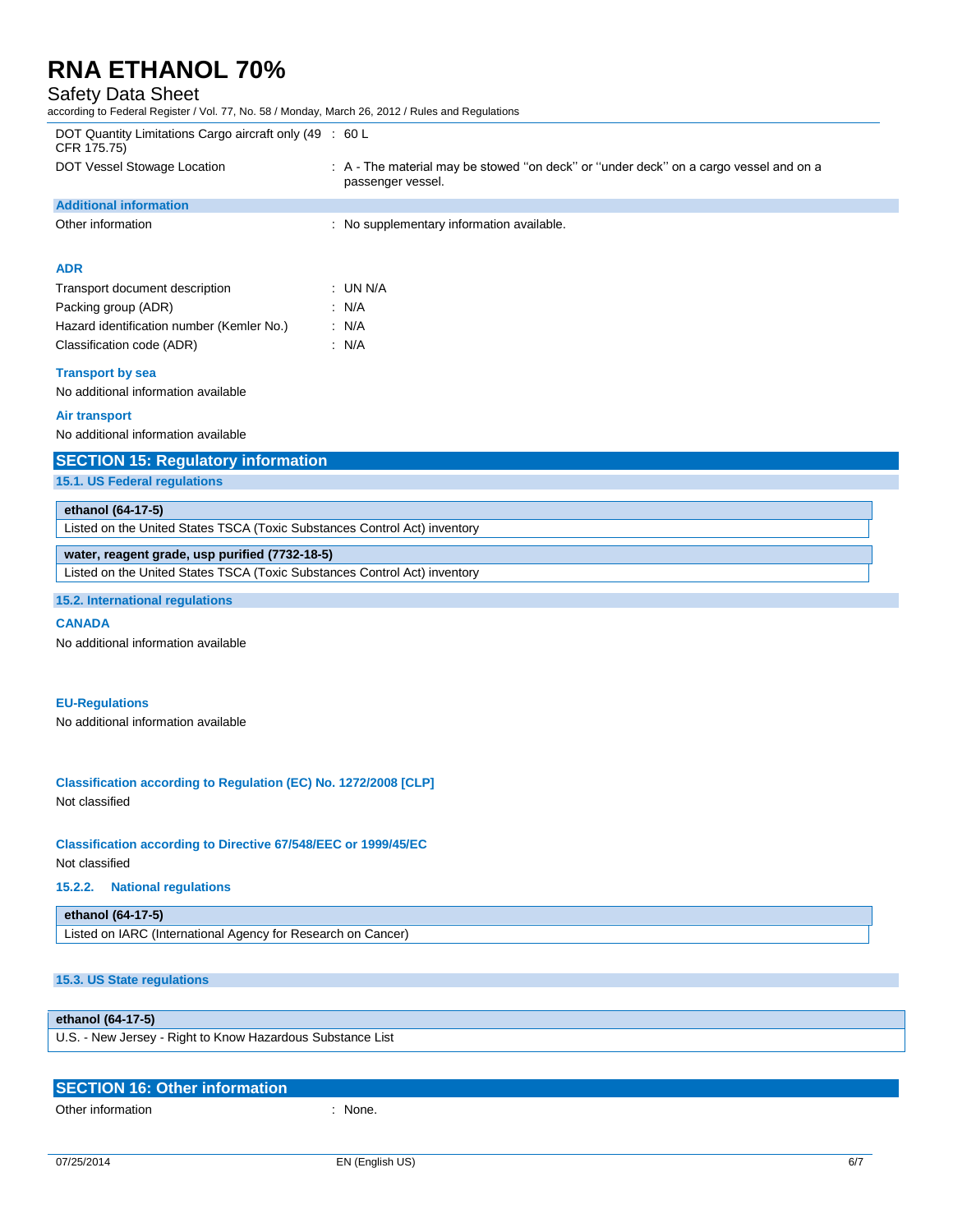| | |
|---|---|
| DOT Quantity Limitations Cargo aircraft only (49 CFR 175.75) | : 60 L |
| DOT Vessel Stowage Location | : A - The material may be stowed ''on deck'' or ''under deck'' on a cargo vessel and on a passenger vessel. |

**Additional information**

| | |
|---|---|
| Other information | : No supplementary information available. |

**ADR**

| | |
|---|---|
| Transport document description | : UN N/A |
| Packing group (ADR) | : N/A |
| Hazard identification number (Kemler No.) | : N/A |
| Classification code (ADR) | : N/A |

**Transport by sea**

No additional information available

**Air transport**

No additional information available

## SECTION 15: Regulatory information

### 15.1. US Federal regulations

| ethanol (64-17-5) |
|---|
| Listed on the United States TSCA (Toxic Substances Control Act) inventory |

| water, reagent grade, usp purified (7732-18-5) |
|---|
| Listed on the United States TSCA (Toxic Substances Control Act) inventory |

### 15.2. International regulations

**CANADA**

No additional information available

**EU-Regulations**

No additional information available

**Classification according to Regulation (EC) No. 1272/2008 [CLP]**

Not classified

**Classification according to Directive 67/548/EEC or 1999/45/EC**

Not classified

**15.2.2. National regulations**

| ethanol (64-17-5) |
|---|
| Listed on IARC (International Agency for Research on Cancer) |

### 15.3. US State regulations

| ethanol (64-17-5) |
|---|
| U.S. - New Jersey - Right to Know Hazardous Substance List |

## SECTION 16: Other information

| | |
|---|---|
| Other information | : None. |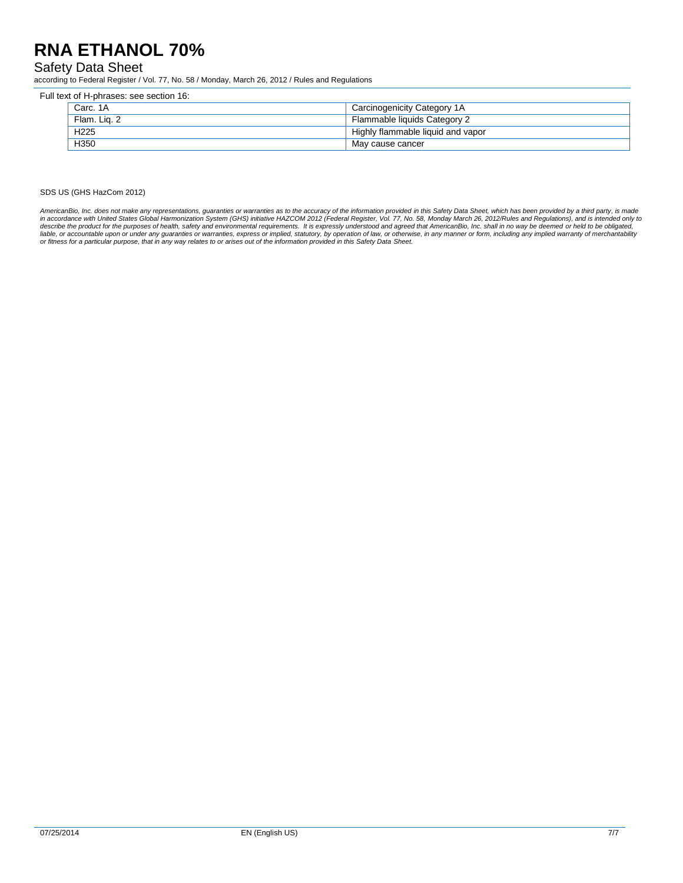Full text of H-phrases: see section 16:

| | |
|---|---|
| Carc. 1A | Carcinogenicity Category 1A |
| Flam. Liq. 2 | Flammable liquids Category 2 |
| H225 | Highly flammable liquid and vapor |
| H350 | May cause cancer |

SDS US (GHS HazCom 2012)

*AmericanBio, Inc. does not make any representations, guaranties or warranties as to the accuracy of the information provided in this Safety Data Sheet, which has been provided by a third party, is made in accordance with United States Global Harmonization System (GHS) initiative HAZCOM 2012 (Federal Register, Vol. 77, No. 58, Monday March 26, 2012/Rules and Regulations), and is intended only to describe the product for the purposes of health, safety and environmental requirements. It is expressly understood and agreed that AmericanBio, Inc. shall in no way be deemed or held to be obligated, liable, or accountable upon or under any guaranties or warranties, express or implied, statutory, by operation of law, or otherwise, in any manner or form, including any implied warranty of merchantability or fitness for a particular purpose, that in any way relates to or arises out of the information provided in this Safety Data Sheet.*